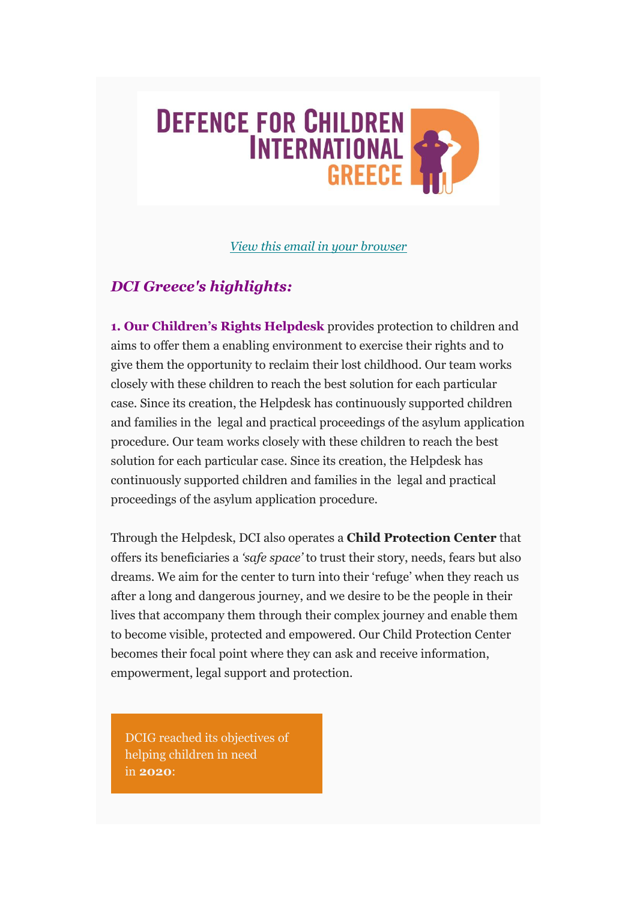# DEFENCE FOR CHILDREN INTERNATIONAL GREECE

*View this email in your browser*

## *DCI Greece's highlights:*

**1. Our Children's Rights Helpdesk** provides protection to children and aims to offer them a enabling environment to exercise their rights and to give them the opportunity to reclaim their lost childhood. Our team works closely with these children to reach the best solution for each particular case. Since its creation, the Helpdesk has continuously supported children and families in the legal and practical proceedings of the asylum application procedure. Our team works closely with these children to reach the best solution for each particular case. Since its creation, the Helpdesk has continuously supported children and families in the legal and practical proceedings of the asylum application procedure.

Through the Helpdesk, DCI also operates a **Child Protection Center** that offers its beneficiaries a *'safe space'* to trust their story, needs, fears but also dreams. We aim for the center to turn into their 'refuge' when they reach us after a long and dangerous journey, and we desire to be the people in their lives that accompany them through their complex journey and enable them to become visible, protected and empowered. Our Child Protection Center becomes their focal point where they can ask and receive information, empowerment, legal support and protection.

DCIG reached its objectives of helping children in need in **2020**: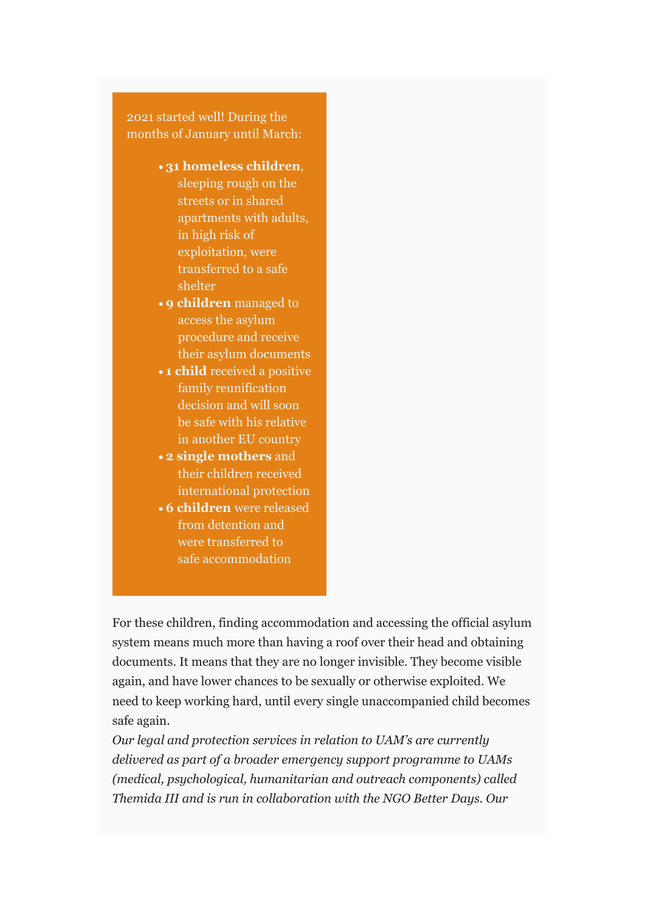2021 started well! During the months of January until March:

- **31 homeless children**, sleeping rough on the streets or in shared apartments with adults, in high risk of exploitation, were transferred to a safe shelter
- **9 children** managed to access the asylum procedure and receive their asylum documents
- **1 child** received a positive family reunification decision and will soon be safe with his relative in another EU country
- **2 single mothers** and their children received international protection
- **6 children** were released from detention and were transferred to safe accommodation

For these children, finding accommodation and accessing the official asylum system means much more than having a roof over their head and obtaining documents. It means that they are no longer invisible. They become visible again, and have lower chances to be sexually or otherwise exploited. We need to keep working hard, until every single unaccompanied child becomes safe again.

*Our legal and protection services in relation to UAM's are currently delivered as part of a broader emergency support programme to UAMs (medical, psychological, humanitarian and outreach components) called Themida III and is run in collaboration with the NGO Better Days. Our*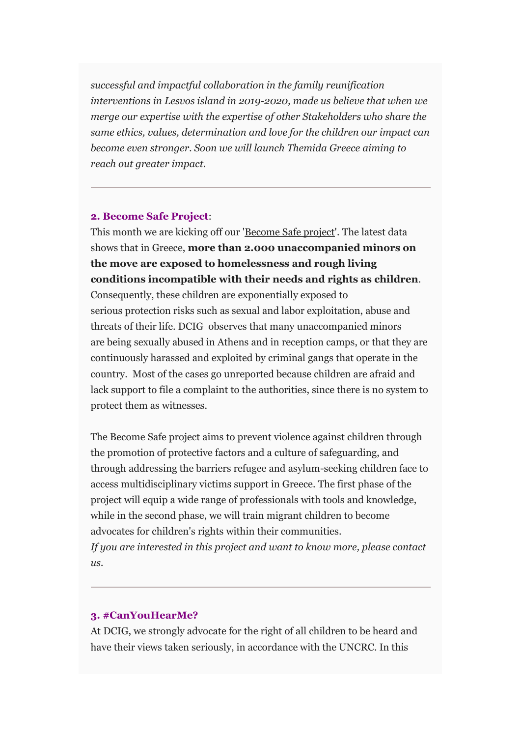*successful and impactful collaboration in the family reunification interventions in Lesvos island in 2019-2020, made us believe that when we merge our expertise with the expertise of other Stakeholders who share the same ethics, values, determination and love for the children our impact can become even stronger. Soon we will launch Themida Greece aiming to reach out greater impact.*

---

**2. Become Safe Project**:

This month we are kicking off our 'Become Safe project'. The latest data shows that in Greece, **more than 2.000 unaccompanied minors on the move are exposed to homelessness and rough living conditions incompatible with their needs and rights as children**. Consequently, these children are exponentially exposed to serious protection risks such as sexual and labor exploitation, abuse and threats of their life. DCIG observes that many unaccompanied minors are being sexually abused in Athens and in reception camps, or that they are continuously harassed and exploited by criminal gangs that operate in the country. Most of the cases go unreported because children are afraid and lack support to file a complaint to the authorities, since there is no system to protect them as witnesses.

The Become Safe project aims to prevent violence against children through the promotion of protective factors and a culture of safeguarding, and through addressing the barriers refugee and asylum-seeking children face to access multidisciplinary victims support in Greece. The first phase of the project will equip a wide range of professionals with tools and knowledge, while in the second phase, we will train migrant children to become advocates for children's rights within their communities.
*If you are interested in this project and want to know more, please contact us.*

---

**3. #CanYouHearMe?**

At DCIG, we strongly advocate for the right of all children to be heard and have their views taken seriously, in accordance with the UNCRC. In this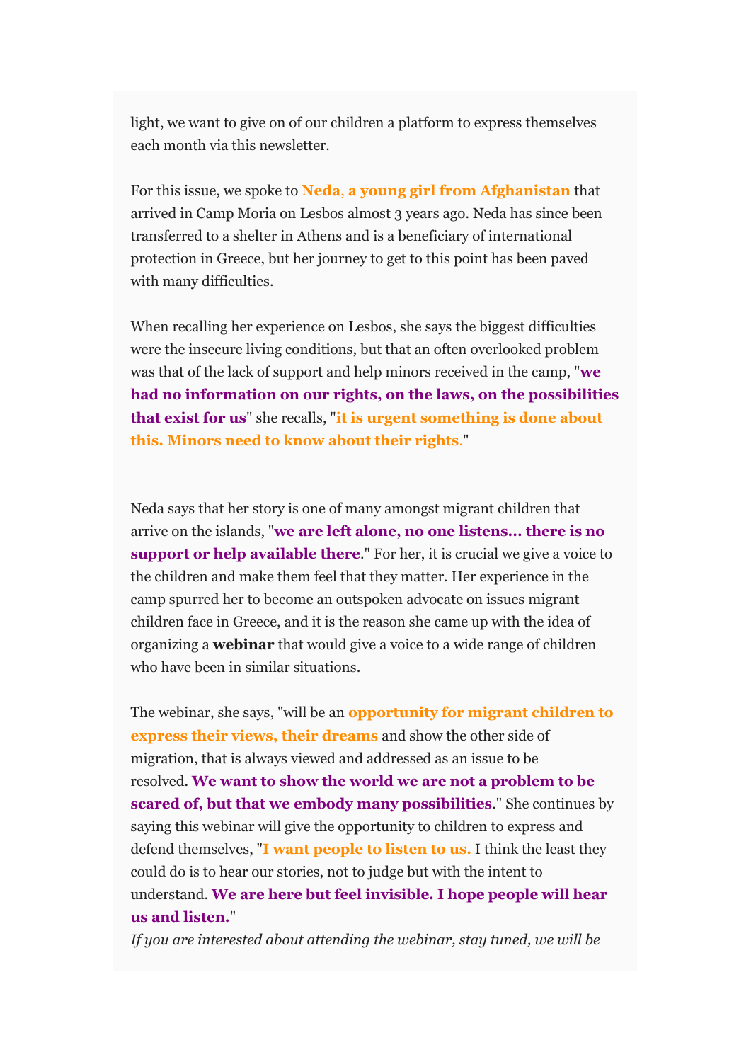light, we want to give on of our children a platform to express themselves each month via this newsletter.

For this issue, we spoke to **Neda, a young girl from Afghanistan** that arrived in Camp Moria on Lesbos almost 3 years ago. Neda has since been transferred to a shelter in Athens and is a beneficiary of international protection in Greece, but her journey to get to this point has been paved with many difficulties.

When recalling her experience on Lesbos, she says the biggest difficulties were the insecure living conditions, but that an often overlooked problem was that of the lack of support and help minors received in the camp, "**we had no information on our rights, on the laws, on the possibilities that exist for us**" she recalls, "**it is urgent something is done about this. Minors need to know about their rights**."

Neda says that her story is one of many amongst migrant children that arrive on the islands, "**we are left alone, no one listens... there is no support or help available there**." For her, it is crucial we give a voice to the children and make them feel that they matter. Her experience in the camp spurred her to become an outspoken advocate on issues migrant children face in Greece, and it is the reason she came up with the idea of organizing a **webinar** that would give a voice to a wide range of children who have been in similar situations.

The webinar, she says, "will be an **opportunity for migrant children to express their views, their dreams** and show the other side of migration, that is always viewed and addressed as an issue to be resolved. **We want to show the world we are not a problem to be scared of, but that we embody many possibilities**." She continues by saying this webinar will give the opportunity to children to express and defend themselves, "**I want people to listen to us.** I think the least they could do is to hear our stories, not to judge but with the intent to understand. **We are here but feel invisible. I hope people will hear us and listen.**"

*If you are interested about attending the webinar, stay tuned, we will be*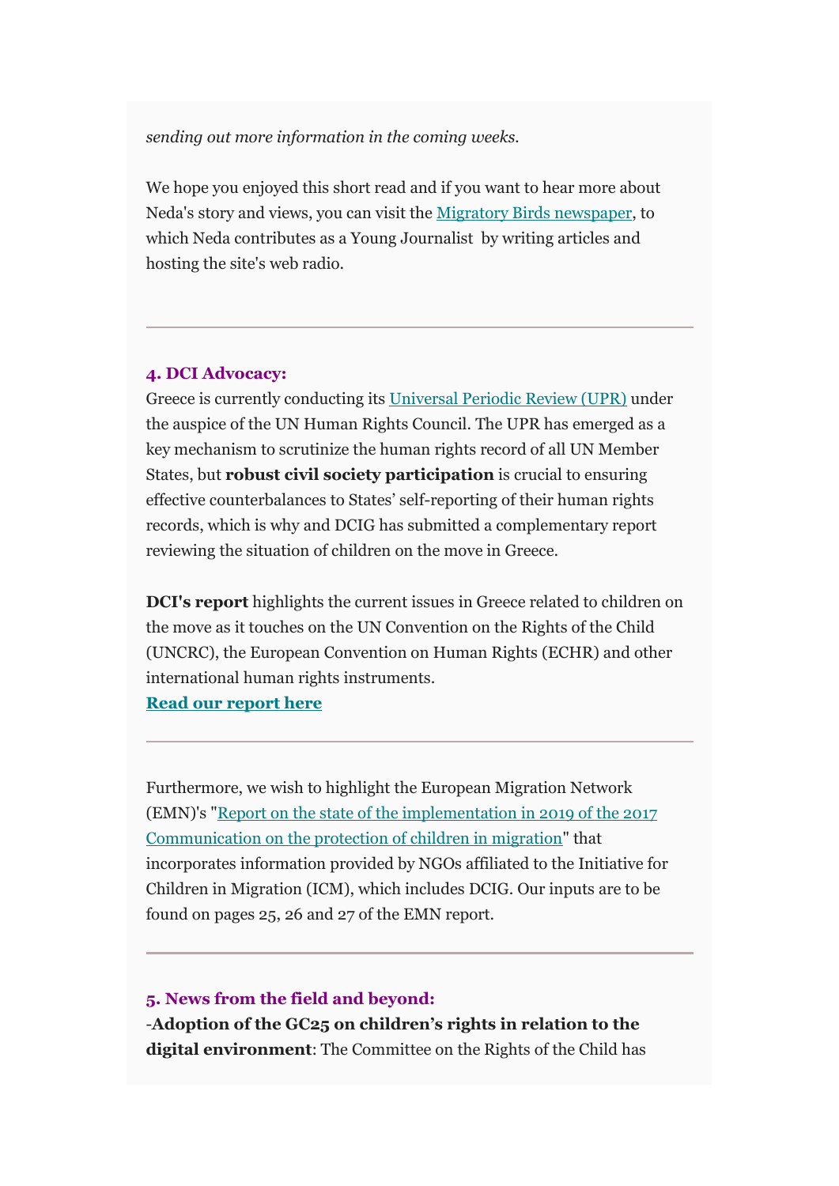*sending out more information in the coming weeks.*

We hope you enjoyed this short read and if you want to hear more about Neda's story and views, you can visit the [Migratory Birds newspaper](), to which Neda contributes as a Young Journalist by writing articles and hosting the site's web radio.

---

**4. DCI Advocacy:**

Greece is currently conducting its [Universal Periodic Review (UPR)]() under the auspice of the UN Human Rights Council. The UPR has emerged as a key mechanism to scrutinize the human rights record of all UN Member States, but **robust civil society participation** is crucial to ensuring effective counterbalances to States' self-reporting of their human rights records, which is why and DCIG has submitted a complementary report reviewing the situation of children on the move in Greece.

**DCI's report** highlights the current issues in Greece related to children on the move as it touches on the UN Convention on the Rights of the Child (UNCRC), the European Convention on Human Rights (ECHR) and other international human rights instruments.

**[Read our report here]()**

---

Furthermore, we wish to highlight the European Migration Network (EMN)'s "[Report on the state of the implementation in 2019 of the 2017 Communication on the protection of children in migration]()" that incorporates information provided by NGOs affiliated to the Initiative for Children in Migration (ICM), which includes DCIG. Our inputs are to be found on pages 25, 26 and 27 of the EMN report.

---

**5. News from the field and beyond:**

-**Adoption of the GC25 on children's rights in relation to the digital environment**: The Committee on the Rights of the Child has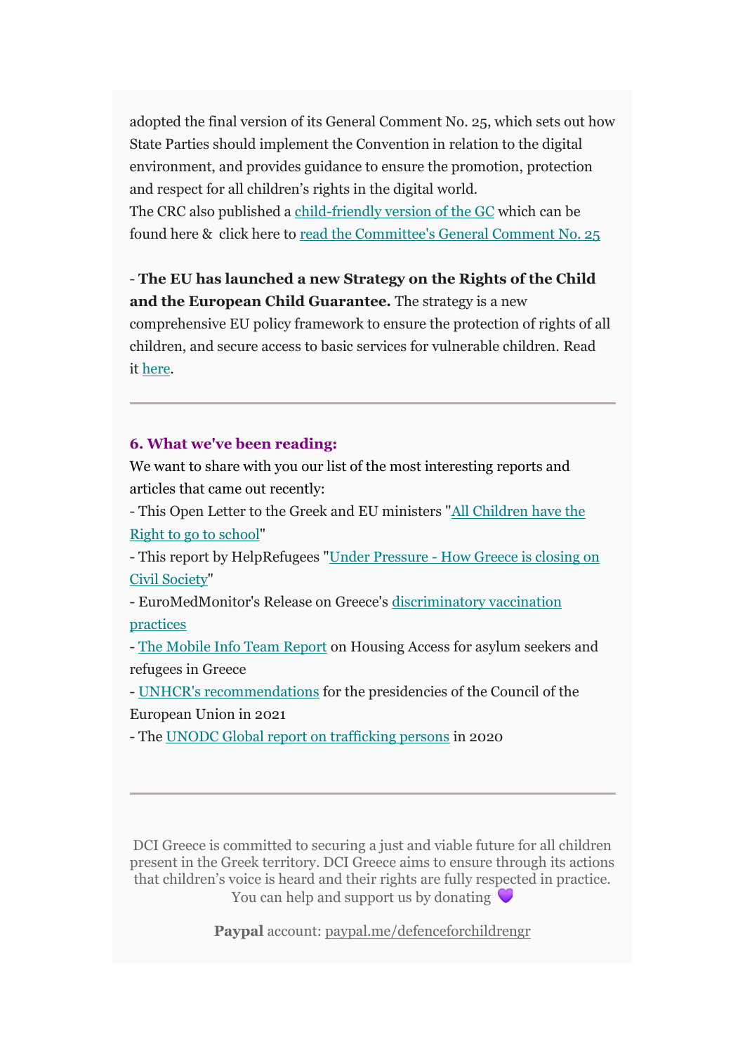adopted the final version of its General Comment No. 25, which sets out how State Parties should implement the Convention in relation to the digital environment, and provides guidance to ensure the promotion, protection and respect for all children's rights in the digital world.
The CRC also published a child-friendly version of the GC which can be found here & click here to read the Committee's General Comment No. 25

- **The EU has launched a new Strategy on the Rights of the Child and the European Child Guarantee.** The strategy is a new comprehensive EU policy framework to ensure the protection of rights of all children, and secure access to basic services for vulnerable children. Read it here.

---

### 6. What we've been reading:

We want to share with you our list of the most interesting reports and articles that came out recently:

- This Open Letter to the Greek and EU ministers "All Children have the Right to go to school"
- This report by HelpRefugees "Under Pressure - How Greece is closing on Civil Society"
- EuroMedMonitor's Release on Greece's discriminatory vaccination practices
- The Mobile Info Team Report on Housing Access for asylum seekers and refugees in Greece
- UNHCR's recommendations for the presidencies of the Council of the European Union in 2021
- The UNODC Global report on trafficking persons in 2020

---

DCI Greece is committed to securing a just and viable future for all children present in the Greek territory. DCI Greece aims to ensure through its actions that children's voice is heard and their rights are fully respected in practice. You can help and support us by donating 💜

**Paypal** account: paypal.me/defenceforchildrengr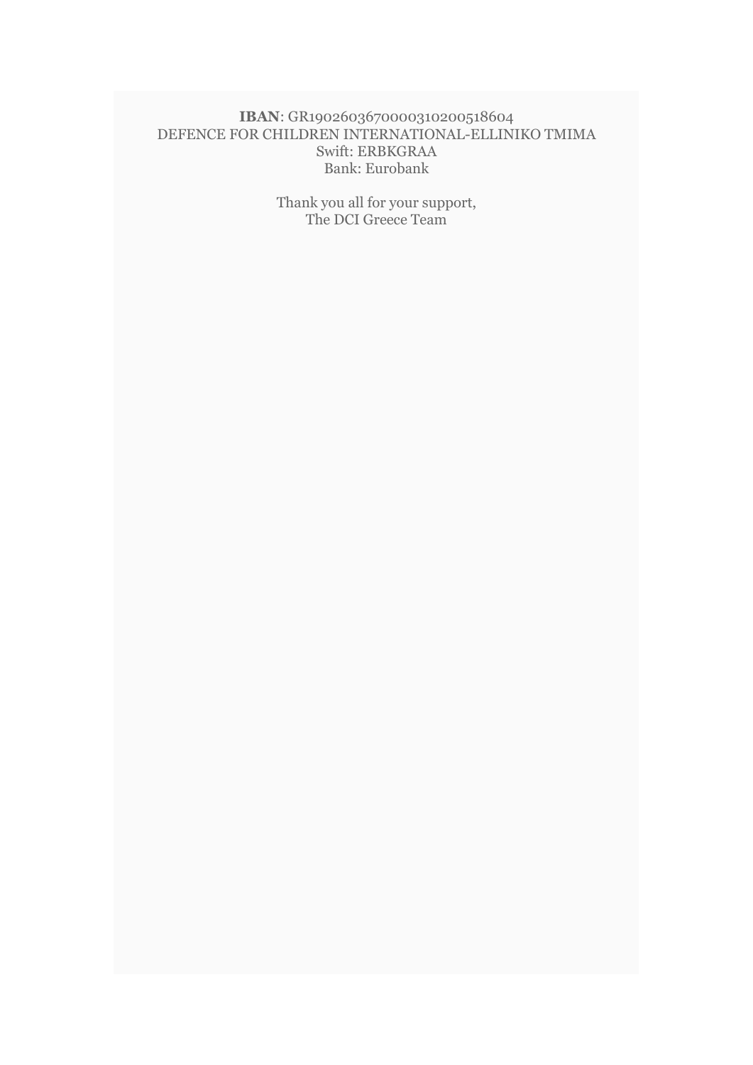**IBAN**: GR1902603670000310200518604
DEFENCE FOR CHILDREN INTERNATIONAL-ELLINIKO TMIMA
Swift: ERBKGRAA
Bank: Eurobank

Thank you all for your support,
The DCI Greece Team